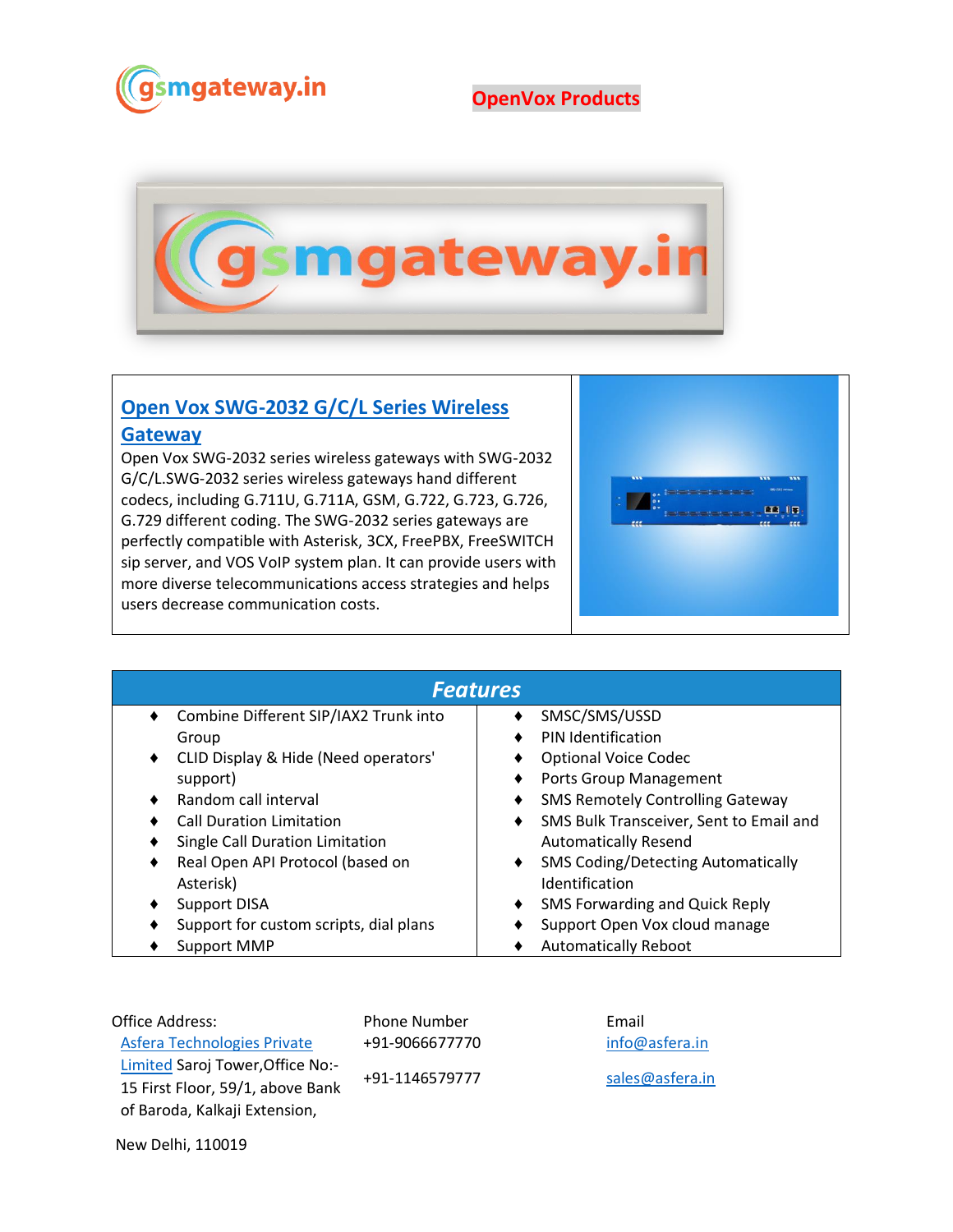gsmgateway.in

**OpenVox Products**

## Open Vox SWG-2032 G/C/L Series Wireless Gateway

Open Vox SWG-2032 series wireless gateways with SWG-2032 G/C/L.SWG-2032 series wireless gateways hand different codecs, including G.711U, G.711A, GSM, G.722, G.723, G.726, G.729 different coding. The SWG-2032 series gateways are perfectly compatible with Asterisk, 3CX, FreePBX, FreeSWITCH sip server, and VOS VoIP system plan. It can provide users with more diverse telecommunications access strategies and helps users decrease communication costs.

## *Features*

- Combine Different SIP/IAX2 Trunk into Group
- CLID Display & Hide (Need operators' support)
- Random call interval
- Call Duration Limitation
- Single Call Duration Limitation
- Real Open API Protocol (based on Asterisk)
- Support DISA
- Support for custom scripts, dial plans
- Support MMP
- SMSC/SMS/USSD
- PIN Identification
- Optional Voice Codec
- Ports Group Management
- SMS Remotely Controlling Gateway
- SMS Bulk Transceiver, Sent to Email and Automatically Resend
- SMS Coding/Detecting Automatically Identification
- SMS Forwarding and Quick Reply
- Support Open Vox cloud manage
- Automatically Reboot

Office Address:
Asfera Technologies Private Limited Saroj Tower,Office No:-15 First Floor, 59/1, above Bank of Baroda, Kalkaji Extension,

New Delhi, 110019

Phone Number
+91-9066677770

+91-1146579777

Email
info@asfera.in

sales@asfera.in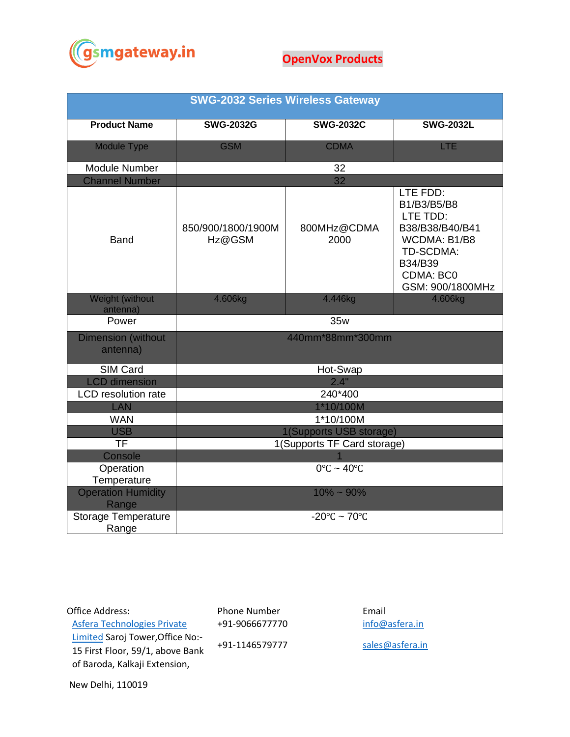gsmgateway.in

OpenVox Products

| SWG-2032 Series Wireless Gateway | | | |
|---|---|---|---|
| **Product Name** | **SWG-2032G** | **SWG-2032C** | **SWG-2032L** |
| Module Type | GSM | CDMA | LTE |
| Module Number | 32 | | |
| Channel Number | 32 | | |
| Band | 850/900/1800/1900MHz@GSM | 800MHz@CDMA 2000 | LTE FDD: B1/B3/B5/B8 LTE TDD: B38/B38/B40/B41 WCDMA: B1/B8 TD-SCDMA: B34/B39 CDMA: BC0 GSM: 900/1800MHz |
| Weight (without antenna) | 4.606kg | 4.446kg | 4.606kg |
| Power | 35w | | |
| Dimension (without antenna) | 440mm*88mm*300mm | | |
| SIM Card | Hot-Swap | | |
| LCD dimension | 2.4" | | |
| LCD resolution rate | 240*400 | | |
| LAN | 1*10/100M | | |
| WAN | 1*10/100M | | |
| USB | 1(Supports USB storage) | | |
| TF | 1(Supports TF Card storage) | | |
| Console | 1 | | |
| Operation Temperature | 0℃ ~ 40℃ | | |
| Operation Humidity Range | 10% ~ 90% | | |
| Storage Temperature Range | -20℃ ~ 70℃ | | |

Office Address:
Asfera Technologies Private Limited Saroj Tower,Office No:- 15 First Floor, 59/1, above Bank of Baroda, Kalkaji Extension,

New Delhi, 110019

Phone Number
+91-9066677770

+91-1146579777

Email
info@asfera.in

sales@asfera.in